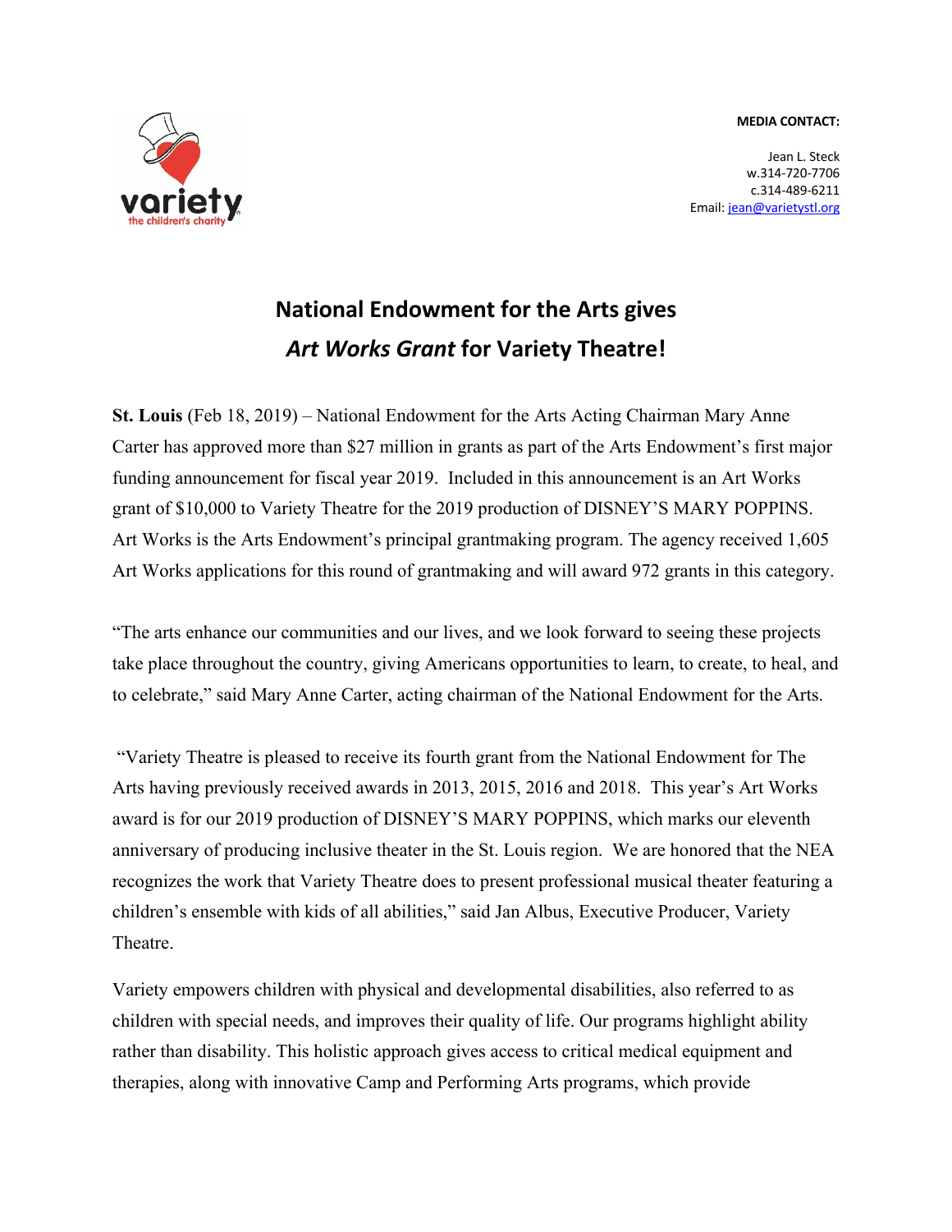variety
the children's charity

**MEDIA CONTACT:**

Jean L. Steck
w.314-720-7706
c.314-489-6211
Email: jean@varietystl.org

# National Endowment for the Arts gives *Art Works Grant* for Variety Theatre!

**St. Louis** (Feb 18, 2019) – National Endowment for the Arts Acting Chairman Mary Anne Carter has approved more than $27 million in grants as part of the Arts Endowment's first major funding announcement for fiscal year 2019. Included in this announcement is an Art Works grant of $10,000 to Variety Theatre for the 2019 production of DISNEY'S MARY POPPINS. Art Works is the Arts Endowment's principal grantmaking program. The agency received 1,605 Art Works applications for this round of grantmaking and will award 972 grants in this category.

"The arts enhance our communities and our lives, and we look forward to seeing these projects take place throughout the country, giving Americans opportunities to learn, to create, to heal, and to celebrate," said Mary Anne Carter, acting chairman of the National Endowment for the Arts.

"Variety Theatre is pleased to receive its fourth grant from the National Endowment for The Arts having previously received awards in 2013, 2015, 2016 and 2018. This year's Art Works award is for our 2019 production of DISNEY'S MARY POPPINS, which marks our eleventh anniversary of producing inclusive theater in the St. Louis region. We are honored that the NEA recognizes the work that Variety Theatre does to present professional musical theater featuring a children's ensemble with kids of all abilities," said Jan Albus, Executive Producer, Variety Theatre.

Variety empowers children with physical and developmental disabilities, also referred to as children with special needs, and improves their quality of life. Our programs highlight ability rather than disability. This holistic approach gives access to critical medical equipment and therapies, along with innovative Camp and Performing Arts programs, which provide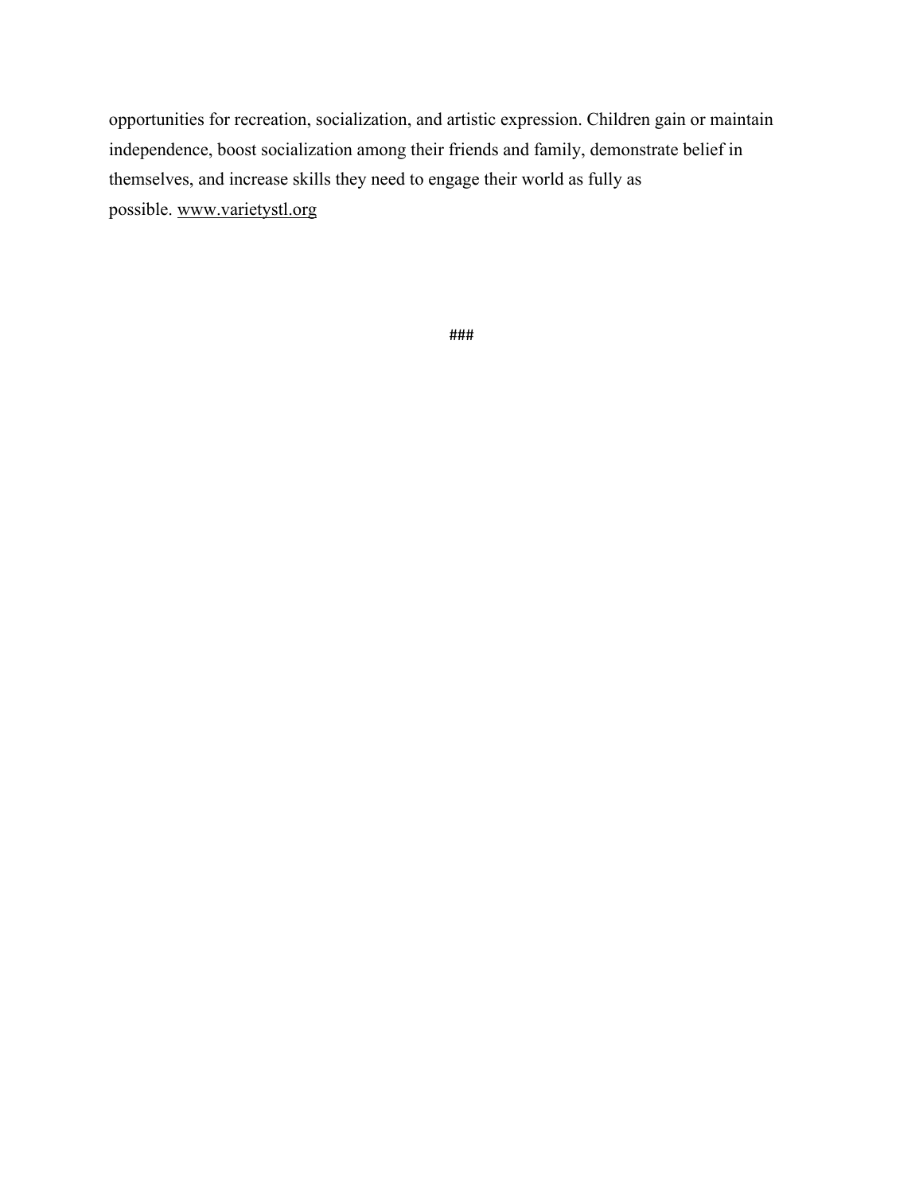opportunities for recreation, socialization, and artistic expression. Children gain or maintain independence, boost socialization among their friends and family, demonstrate belief in themselves, and increase skills they need to engage their world as fully as possible. www.varietystl.org

###